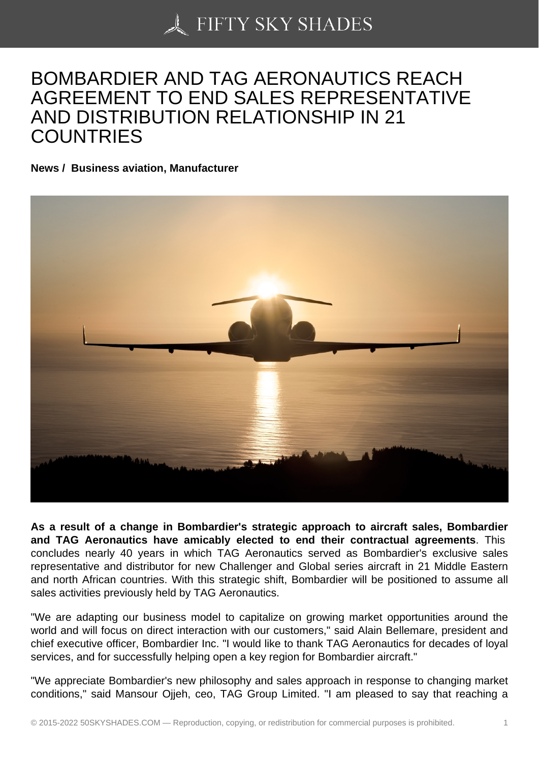# BOMBARDIER AND TAG AERONAUTICS REACH AGREEMENT TO END SALES REPRESENTATIVE AND DISTRIBUTION RELATIONSHIP IN 21 COUNTRIES

**News / Business aviation, Manufacturer**

**As a result of a change in Bombardier's strategic approach to aircraft sales, Bombardier and TAG Aeronautics have amicably elected to end their contractual agreements**. This concludes nearly 40 years in which TAG Aeronautics served as Bombardier's exclusive sales representative and distributor for new Challenger and Global series aircraft in 21 Middle Eastern and north African countries. With this strategic shift, Bombardier will be positioned to assume all sales activities previously held by TAG Aeronautics.

"We are adapting our business model to capitalize on growing market opportunities around the world and will focus on direct interaction with our customers," said Alain Bellemare, president and chief executive officer, Bombardier Inc. "I would like to thank TAG Aeronautics for decades of loyal services, and for successfully helping open a key region for Bombardier aircraft."

"We appreciate Bombardier's new philosophy and sales approach in response to changing market conditions," said Mansour Ojjeh, ceo, TAG Group Limited. "I am pleased to say that reaching a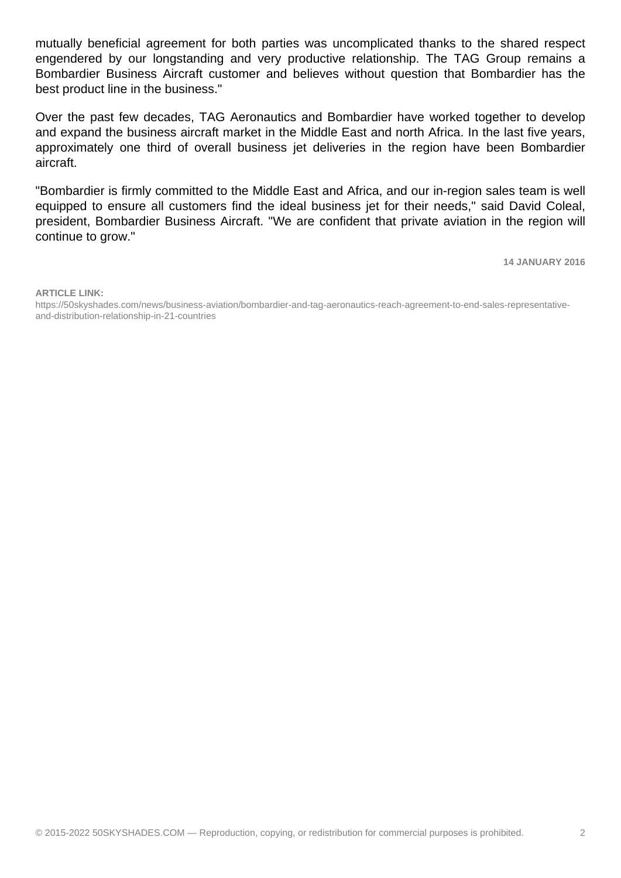mutually beneficial agreement for both parties was uncomplicated thanks to the shared respect engendered by our longstanding and very productive relationship. The TAG Group remains a Bombardier Business Aircraft customer and believes without question that Bombardier has the best product line in the business."

Over the past few decades, TAG Aeronautics and Bombardier have worked together to develop and expand the business aircraft market in the Middle East and north Africa. In the last five years, approximately one third of overall business jet deliveries in the region have been Bombardier aircraft.

"Bombardier is firmly committed to the Middle East and Africa, and our in-region sales team is well equipped to ensure all customers find the ideal business jet for their needs," said David Coleal, president, Bombardier Business Aircraft. "We are confident that private aviation in the region will continue to grow."

**14 JANUARY 2016**

**ARTICLE LINK:**
https://50skyshades.com/news/business-aviation/bombardier-and-tag-aeronautics-reach-agreement-to-end-sales-representative-and-distribution-relationship-in-21-countries

© 2015-2022 50SKYSHADES.COM — Reproduction, copying, or redistribution for commercial purposes is prohibited.